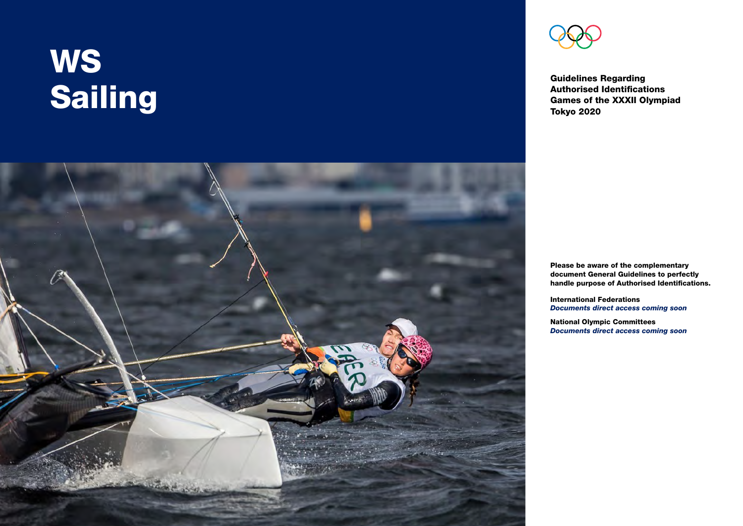# WS Sailing

**Guidelines Regarding Authorised Identifications Games of the XXXII Olympiad Tokyo 2020**

**Please be aware of the complementary document General Guidelines to perfectly handle purpose of Authorised Identifications.**

**International Federations**
***Documents direct access coming soon***

**National Olympic Committees**
***Documents direct access coming soon***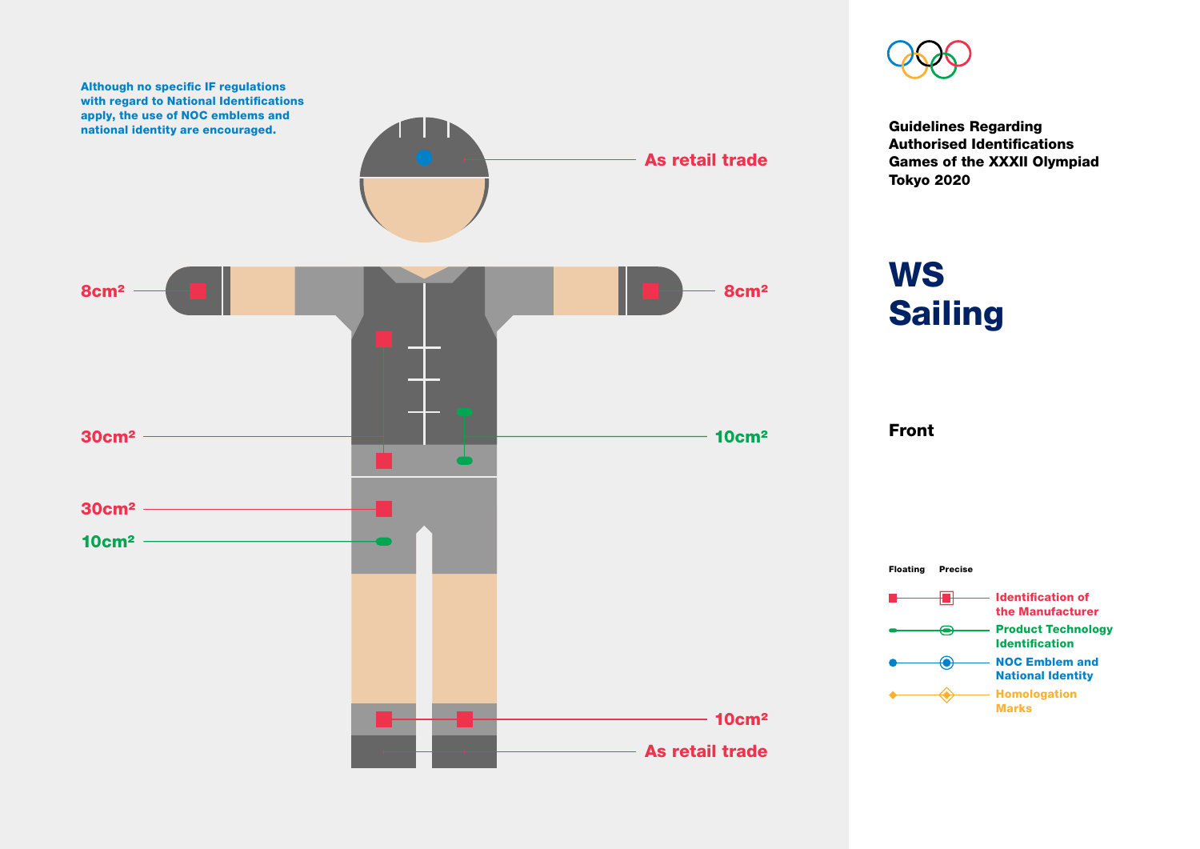Although no specific IF regulations with regard to National Identifications apply, the use of NOC emblems and national identity are encouraged.

As retail trade

8cm²

8cm²

30cm²

10cm²

30cm²

10cm²

10cm²

As retail trade

**Guidelines Regarding Authorised Identifications Games of the XXXII Olympiad Tokyo 2020**

# WS Sailing

## Front

Floating | Precise

- Identification of the Manufacturer
- Product Technology Identification
- NOC Emblem and National Identity
- Homologation Marks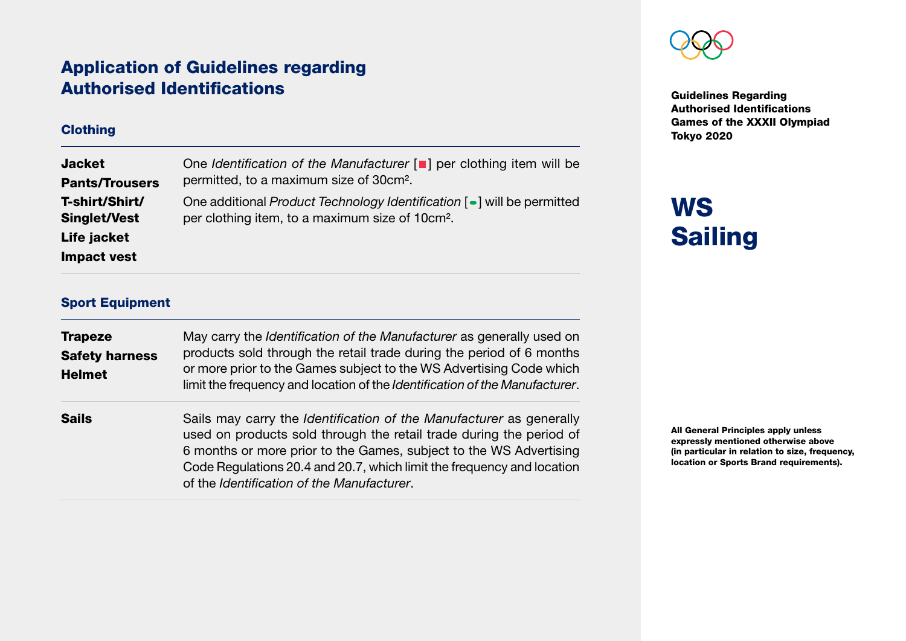## Application of Guidelines regarding Authorised Identifications

### Clothing

| | |
|---|---|
| **Jacket**<br>**Pants/Trousers**<br>**T-shirt/Shirt/ Singlet/Vest**<br>**Life jacket**<br>**Impact vest** | One *Identification of the Manufacturer* [■] per clothing item will be permitted, to a maximum size of 30cm². <br>One additional *Product Technology Identification* [▬] will be permitted per clothing item, to a maximum size of 10cm². |

### Sport Equipment

| | |
|---|---|
| **Trapeze**<br>**Safety harness**<br>**Helmet** | May carry the *Identification of the Manufacturer* as generally used on products sold through the retail trade during the period of 6 months or more prior to the Games subject to the WS Advertising Code which limit the frequency and location of the *Identification of the Manufacturer*. |
| **Sails** | Sails may carry the *Identification of the Manufacturer* as generally used on products sold through the retail trade during the period of 6 months or more prior to the Games, subject to the WS Advertising Code Regulations 20.4 and 20.7, which limit the frequency and location of the *Identification of the Manufacturer*. |

**Guidelines Regarding Authorised Identifications Games of the XXXII Olympiad Tokyo 2020**

# WS Sailing

**All General Principles apply unless expressly mentioned otherwise above (in particular in relation to size, frequency, location or Sports Brand requirements).**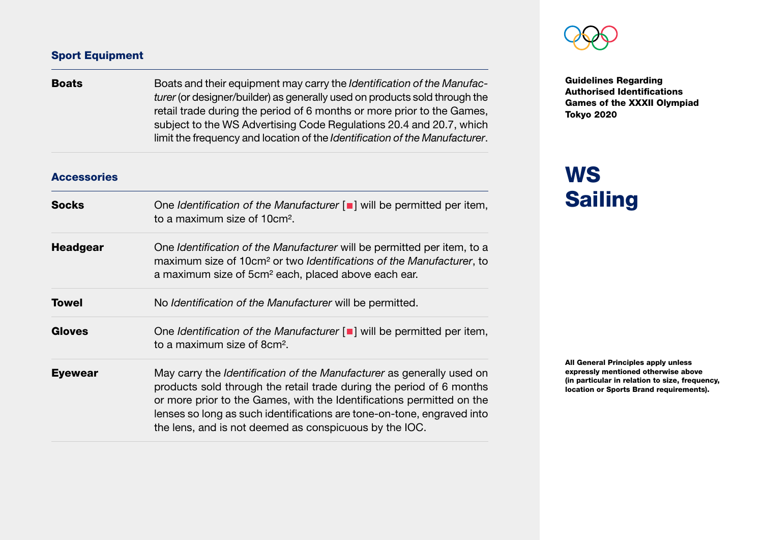## Sport Equipment

| | |
|---|---|
| **Boats** | Boats and their equipment may carry the *Identification of the Manufacturer* (or designer/builder) as generally used on products sold through the retail trade during the period of 6 months or more prior to the Games, subject to the WS Advertising Code Regulations 20.4 and 20.7, which limit the frequency and location of the *Identification of the Manufacturer*. |

## Accessories

| | |
|---|---|
| **Socks** | One *Identification of the Manufacturer* [■] will be permitted per item, to a maximum size of 10cm². |
| **Headgear** | One *Identification of the Manufacturer* will be permitted per item, to a maximum size of 10cm² or two *Identifications of the Manufacturer*, to a maximum size of 5cm² each, placed above each ear. |
| **Towel** | No *Identification of the Manufacturer* will be permitted. |
| **Gloves** | One *Identification of the Manufacturer* [■] will be permitted per item, to a maximum size of 8cm². |
| **Eyewear** | May carry the *Identification of the Manufacturer* as generally used on products sold through the retail trade during the period of 6 months or more prior to the Games, with the Identifications permitted on the lenses so long as such identifications are tone-on-tone, engraved into the lens, and is not deemed as conspicuous by the IOC. |

**Guidelines Regarding Authorised Identifications Games of the XXXII Olympiad Tokyo 2020**

# WS Sailing

**All General Principles apply unless expressly mentioned otherwise above (in particular in relation to size, frequency, location or Sports Brand requirements).**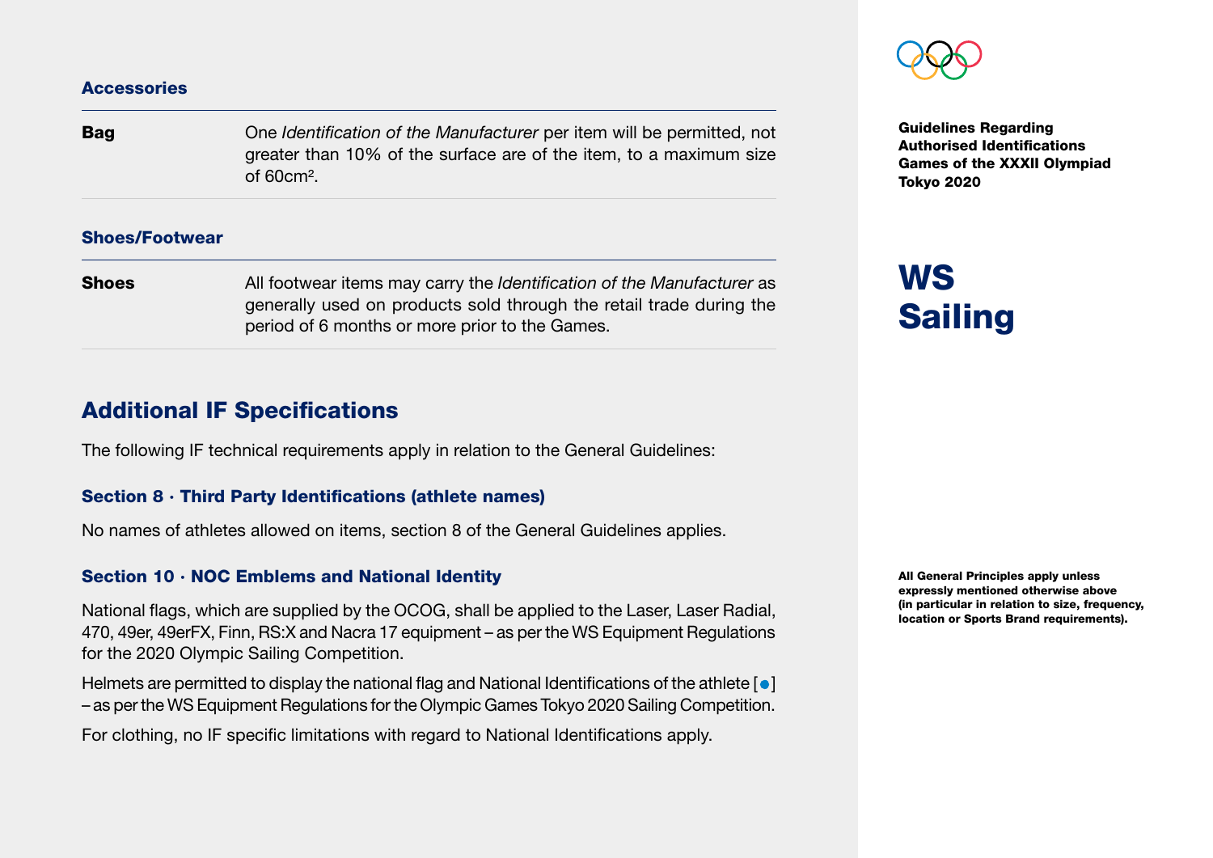### Accessories

| | |
|---|---|
| **Bag** | One *Identification of the Manufacturer* per item will be permitted, not greater than 10% of the surface are of the item, to a maximum size of 60cm². |

### Shoes/Footwear

| | |
|---|---|
| **Shoes** | All footwear items may carry the *Identification of the Manufacturer* as generally used on products sold through the retail trade during the period of 6 months or more prior to the Games. |

## Additional IF Specifications

The following IF technical requirements apply in relation to the General Guidelines:

### Section 8 · Third Party Identifications (athlete names)

No names of athletes allowed on items, section 8 of the General Guidelines applies.

### Section 10 · NOC Emblems and National Identity

National flags, which are supplied by the OCOG, shall be applied to the Laser, Laser Radial, 470, 49er, 49erFX, Finn, RS:X and Nacra 17 equipment – as per the WS Equipment Regulations for the 2020 Olympic Sailing Competition.

Helmets are permitted to display the national flag and National Identifications of the athlete [●] – as per the WS Equipment Regulations for the Olympic Games Tokyo 2020 Sailing Competition.

For clothing, no IF specific limitations with regard to National Identifications apply.

**Guidelines Regarding Authorised Identifications Games of the XXXII Olympiad Tokyo 2020**

# WS Sailing

**All General Principles apply unless expressly mentioned otherwise above (in particular in relation to size, frequency, location or Sports Brand requirements).**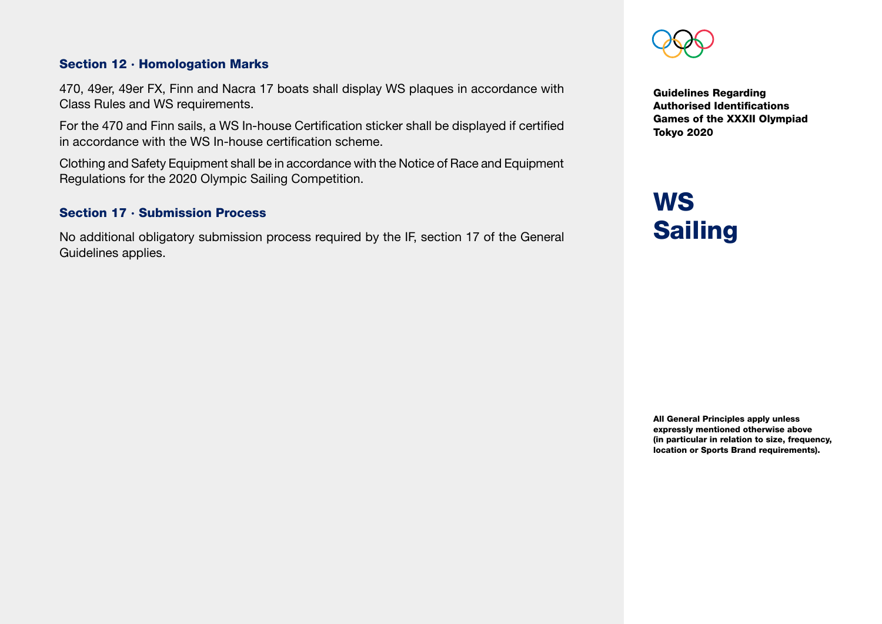### Section 12 · Homologation Marks

470, 49er, 49er FX, Finn and Nacra 17 boats shall display WS plaques in accordance with Class Rules and WS requirements.

For the 470 and Finn sails, a WS In-house Certification sticker shall be displayed if certified in accordance with the WS In-house certification scheme.

Clothing and Safety Equipment shall be in accordance with the Notice of Race and Equipment Regulations for the 2020 Olympic Sailing Competition.

### Section 17 · Submission Process

No additional obligatory submission process required by the IF, section 17 of the General Guidelines applies.

**Guidelines Regarding Authorised Identifications Games of the XXXII Olympiad Tokyo 2020**

# WS Sailing

**All General Principles apply unless expressly mentioned otherwise above (in particular in relation to size, frequency, location or Sports Brand requirements).**